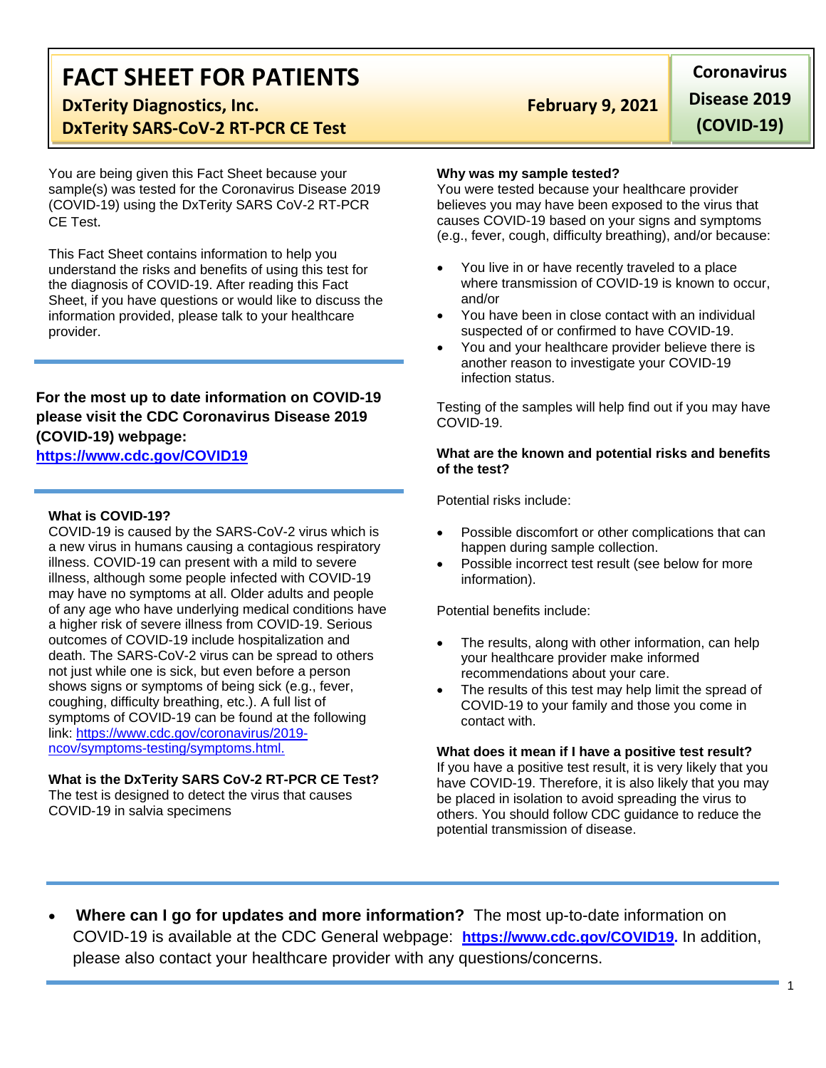# FACT SHEET FOR PATIENTS

**DxTerity Diagnostics, Inc.**
**DxTerity SARS-CoV-2 RT-PCR CE Test**

**February 9, 2021**

**Coronavirus Disease 2019 (COVID-19)**

You are being given this Fact Sheet because your sample(s) was tested for the Coronavirus Disease 2019 (COVID-19) using the DxTerity SARS CoV-2 RT-PCR CE Test.

This Fact Sheet contains information to help you understand the risks and benefits of using this test for the diagnosis of COVID-19. After reading this Fact Sheet, if you have questions or would like to discuss the information provided, please talk to your healthcare provider.

**For the most up to date information on COVID-19 please visit the CDC Coronavirus Disease 2019 (COVID-19) webpage:**
**https://www.cdc.gov/COVID19**

**What is COVID-19?**
COVID-19 is caused by the SARS-CoV-2 virus which is a new virus in humans causing a contagious respiratory illness. COVID-19 can present with a mild to severe illness, although some people infected with COVID-19 may have no symptoms at all. Older adults and people of any age who have underlying medical conditions have a higher risk of severe illness from COVID-19. Serious outcomes of COVID-19 include hospitalization and death. The SARS-CoV-2 virus can be spread to others not just while one is sick, but even before a person shows signs or symptoms of being sick (e.g., fever, coughing, difficulty breathing, etc.). A full list of symptoms of COVID-19 can be found at the following link: https://www.cdc.gov/coronavirus/2019-ncov/symptoms-testing/symptoms.html.

**What is the DxTerity SARS CoV-2 RT-PCR CE Test?**
The test is designed to detect the virus that causes COVID-19 in salvia specimens

**Why was my sample tested?**
You were tested because your healthcare provider believes you may have been exposed to the virus that causes COVID-19 based on your signs and symptoms (e.g., fever, cough, difficulty breathing), and/or because:

- You live in or have recently traveled to a place where transmission of COVID-19 is known to occur, and/or
- You have been in close contact with an individual suspected of or confirmed to have COVID-19.
- You and your healthcare provider believe there is another reason to investigate your COVID-19 infection status.

Testing of the samples will help find out if you may have COVID-19.

**What are the known and potential risks and benefits of the test?**

Potential risks include:

- Possible discomfort or other complications that can happen during sample collection.
- Possible incorrect test result (see below for more information).

Potential benefits include:

- The results, along with other information, can help your healthcare provider make informed recommendations about your care.
- The results of this test may help limit the spread of COVID-19 to your family and those you come in contact with.

**What does it mean if I have a positive test result?**
If you have a positive test result, it is very likely that you have COVID-19. Therefore, it is also likely that you may be placed in isolation to avoid spreading the virus to others. You should follow CDC guidance to reduce the potential transmission of disease.

- **Where can I go for updates and more information?** The most up-to-date information on COVID-19 is available at the CDC General webpage: **https://www.cdc.gov/COVID19.** In addition, please also contact your healthcare provider with any questions/concerns.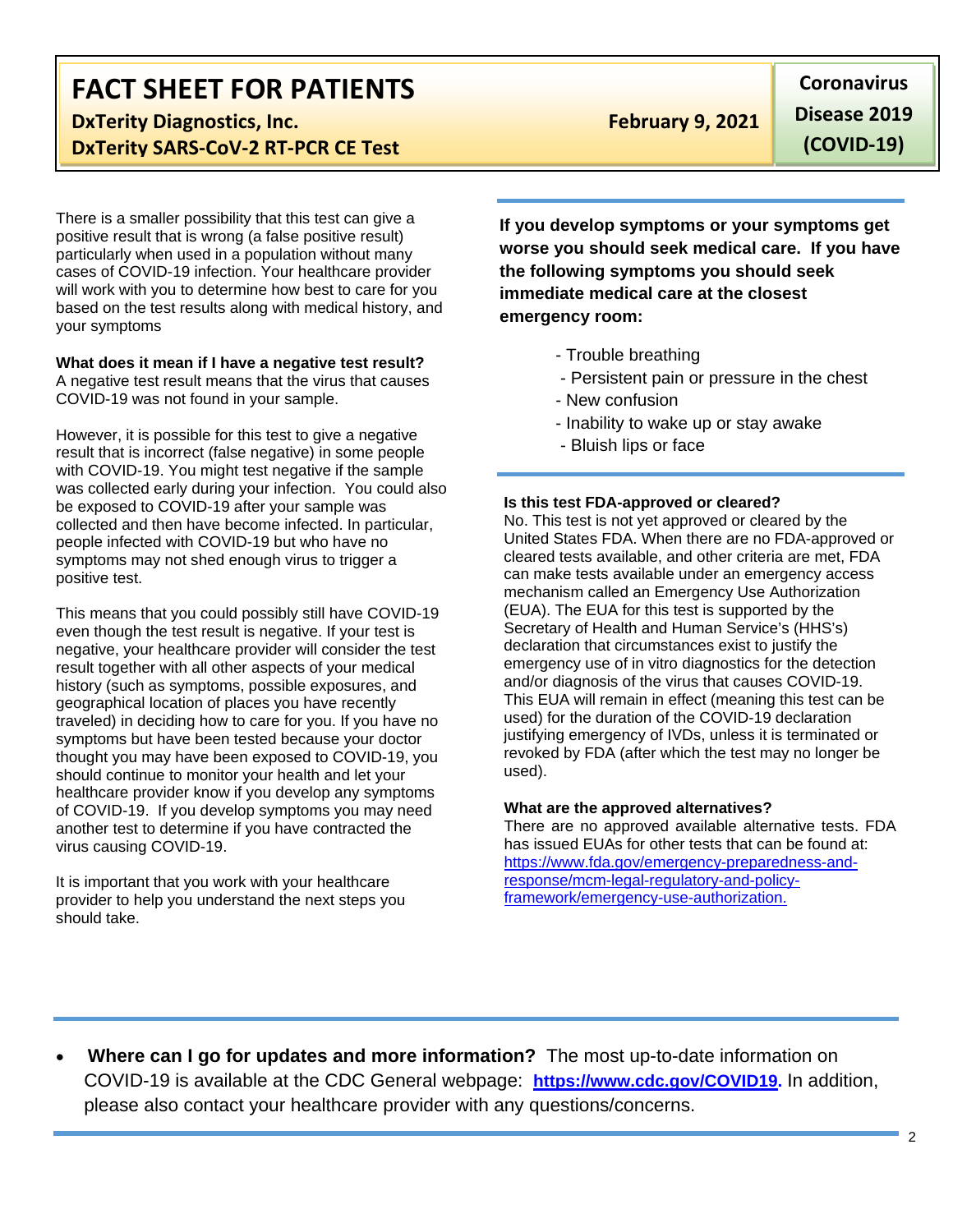There is a smaller possibility that this test can give a positive result that is wrong (a false positive result) particularly when used in a population without many cases of COVID-19 infection. Your healthcare provider will work with you to determine how best to care for you based on the test results along with medical history, and your symptoms

**What does it mean if I have a negative test result?**
A negative test result means that the virus that causes COVID-19 was not found in your sample.

However, it is possible for this test to give a negative result that is incorrect (false negative) in some people with COVID-19. You might test negative if the sample was collected early during your infection. You could also be exposed to COVID-19 after your sample was collected and then have become infected. In particular, people infected with COVID-19 but who have no symptoms may not shed enough virus to trigger a positive test.

This means that you could possibly still have COVID-19 even though the test result is negative. If your test is negative, your healthcare provider will consider the test result together with all other aspects of your medical history (such as symptoms, possible exposures, and geographical location of places you have recently traveled) in deciding how to care for you. If you have no symptoms but have been tested because your doctor thought you may have been exposed to COVID-19, you should continue to monitor your health and let your healthcare provider know if you develop any symptoms of COVID-19. If you develop symptoms you may need another test to determine if you have contracted the virus causing COVID-19.

It is important that you work with your healthcare provider to help you understand the next steps you should take.

**If you develop symptoms or your symptoms get worse you should seek medical care. If you have the following symptoms you should seek immediate medical care at the closest emergency room:**

- Trouble breathing
- Persistent pain or pressure in the chest
- New confusion
- Inability to wake up or stay awake
- Bluish lips or face

**Is this test FDA-approved or cleared?**
No. This test is not yet approved or cleared by the United States FDA. When there are no FDA-approved or cleared tests available, and other criteria are met, FDA can make tests available under an emergency access mechanism called an Emergency Use Authorization (EUA). The EUA for this test is supported by the Secretary of Health and Human Service's (HHS's) declaration that circumstances exist to justify the emergency use of in vitro diagnostics for the detection and/or diagnosis of the virus that causes COVID-19. This EUA will remain in effect (meaning this test can be used) for the duration of the COVID-19 declaration justifying emergency of IVDs, unless it is terminated or revoked by FDA (after which the test may no longer be used).

**What are the approved alternatives?**
There are no approved available alternative tests. FDA has issued EUAs for other tests that can be found at: https://www.fda.gov/emergency-preparedness-and-response/mcm-legal-regulatory-and-policy-framework/emergency-use-authorization.

- **Where can I go for updates and more information?** The most up-to-date information on COVID-19 is available at the CDC General webpage: **https://www.cdc.gov/COVID19.** In addition, please also contact your healthcare provider with any questions/concerns.